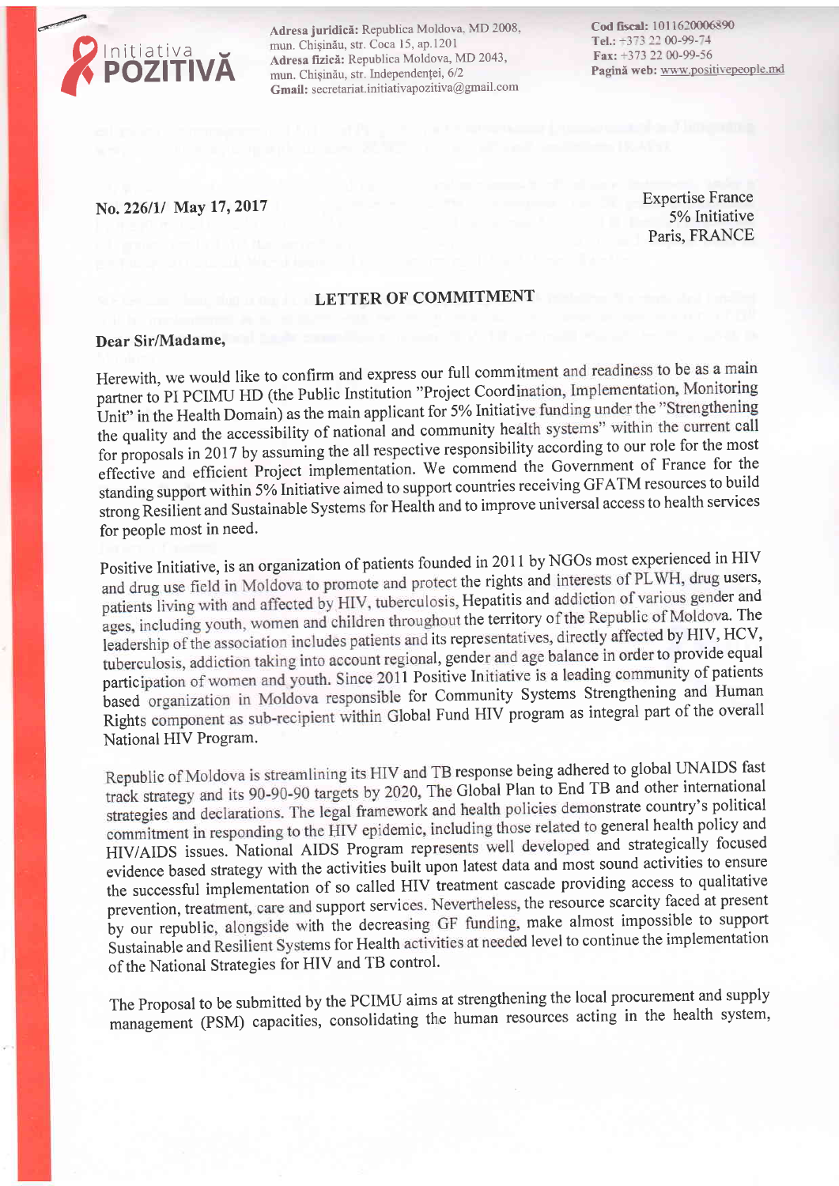Initiativa **POZITIVĂ**

**Adresa juridică:** Republica Moldova, MD 2008, mun. Chişinău, str. Coca 15, ap.1201
**Adresa fizică:** Republica Moldova, MD 2043, mun. Chişinău, str. Independenţei, 6/2
**Gmail:** secretariat.initiativapozitiva@gmail.com

**Cod fiscal:** 1011620006890
**Tel.:** +373 22 00-99-74
**Fax:** +373 22 00-99-56
**Pagină web:** www.positivepeople.md

**No. 226/1/ May 17, 2017**

Expertise France
5% Initiative
Paris, FRANCE

## LETTER OF COMMITMENT

**Dear Sir/Madame,**

Herewith, we would like to confirm and express our full commitment and readiness to be as a main partner to PI PCIMU HD (the Public Institution "Project Coordination, Implementation, Monitoring Unit" in the Health Domain) as the main applicant for 5% Initiative funding under the "Strengthening the quality and the accessibility of national and community health systems" within the current call for proposals in 2017 by assuming the all respective responsibility according to our role for the most effective and efficient Project implementation. We commend the Government of France for the standing support within 5% Initiative aimed to support countries receiving GFATM resources to build strong Resilient and Sustainable Systems for Health and to improve universal access to health services for people most in need.

Positive Initiative, is an organization of patients founded in 2011 by NGOs most experienced in HIV and drug use field in Moldova to promote and protect the rights and interests of PLWH, drug users, patients living with and affected by HIV, tuberculosis, Hepatitis and addiction of various gender and ages, including youth, women and children throughout the territory of the Republic of Moldova. The leadership of the association includes patients and its representatives, directly affected by HIV, HCV, tuberculosis, addiction taking into account regional, gender and age balance in order to provide equal participation of women and youth. Since 2011 Positive Initiative is a leading community of patients based organization in Moldova responsible for Community Systems Strengthening and Human Rights component as sub-recipient within Global Fund HIV program as integral part of the overall National HIV Program.

Republic of Moldova is streamlining its HIV and TB response being adhered to global UNAIDS fast track strategy and its 90-90-90 targets by 2020, The Global Plan to End TB and other international strategies and declarations. The legal framework and health policies demonstrate country's political commitment in responding to the HIV epidemic, including those related to general health policy and HIV/AIDS issues. National AIDS Program represents well developed and strategically focused evidence based strategy with the activities built upon latest data and most sound activities to ensure the successful implementation of so called HIV treatment cascade providing access to qualitative prevention, treatment, care and support services. Nevertheless, the resource scarcity faced at present by our republic, alongside with the decreasing GF funding, make almost impossible to support Sustainable and Resilient Systems for Health activities at needed level to continue the implementation of the National Strategies for HIV and TB control.

The Proposal to be submitted by the PCIMU aims at strengthening the local procurement and supply management (PSM) capacities, consolidating the human resources acting in the health system,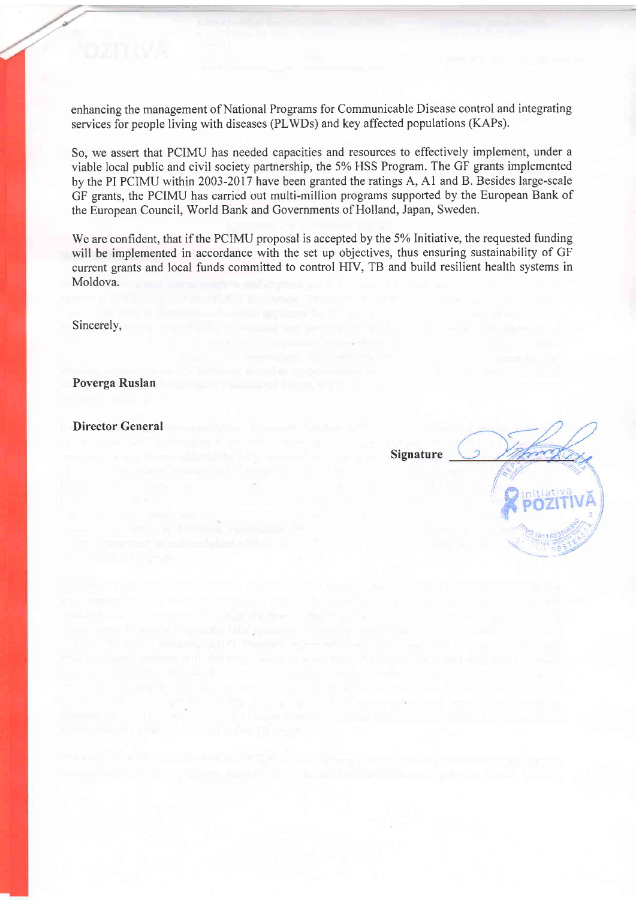enhancing the management of National Programs for Communicable Disease control and integrating services for people living with diseases (PLWDs) and key affected populations (KAPs).

So, we assert that PCIMU has needed capacities and resources to effectively implement, under a viable local public and civil society partnership, the 5% HSS Program. The GF grants implemented by the PI PCIMU within 2003-2017 have been granted the ratings A, A1 and B. Besides large-scale GF grants, the PCIMU has carried out multi-million programs supported by the European Bank of the European Council, World Bank and Governments of Holland, Japan, Sweden.

We are confident, that if the PCIMU proposal is accepted by the 5% Initiative, the requested funding will be implemented in accordance with the set up objectives, thus ensuring sustainability of GF current grants and local funds committed to control HIV, TB and build resilient health systems in Moldova.

Sincerely,

**Poverga Ruslan**

**Director General**

**Signature** ____________